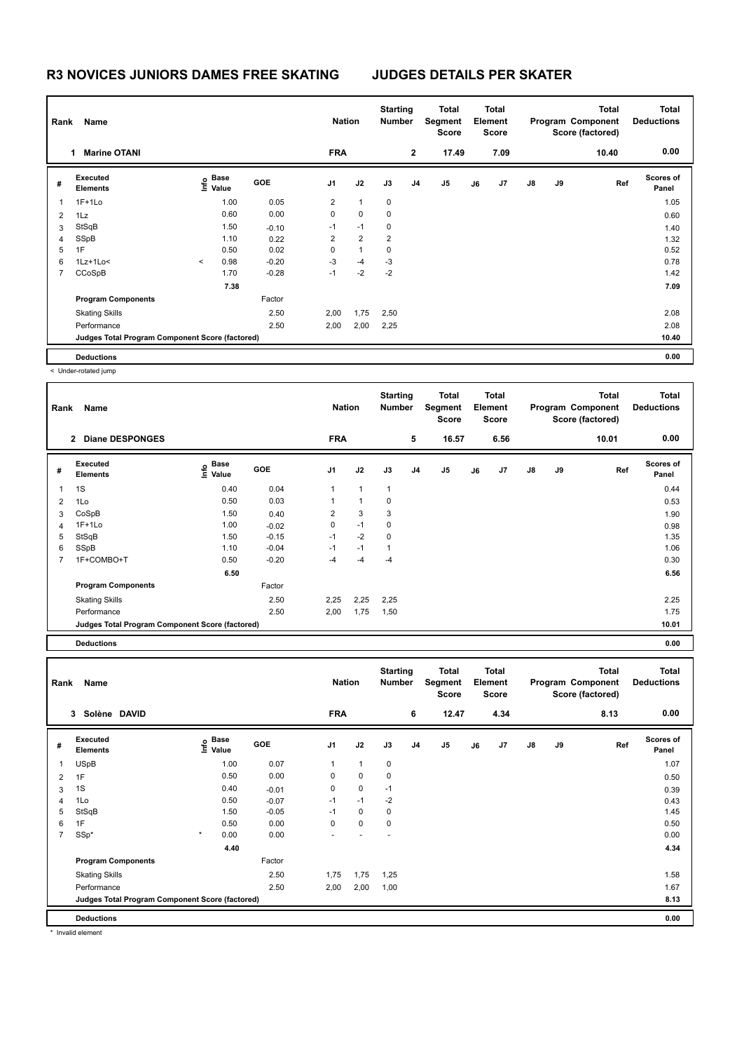# R3 NOVICES JUNIORS DAMES FREE SKATING — JUDGES DETAILS PER SKATER

| Rank | Name | Nation | Starting Number | Total Segment Score | Total Element Score | Total Program Component Score (factored) | Total Deductions |
|---|---|---|---|---|---|---|---|
| 1 | Marine OTANI | FRA | 2 | 17.49 | 7.09 | 10.40 | 0.00 |

| # | Executed Elements | Info | Base Value | GOE | J1 | J2 | J3 | J4 | J5 | J6 | J7 | J8 | J9 | Ref | Scores of Panel |
|---|---|---|---|---|---|---|---|---|---|---|---|---|---|---|---|
| 1 | 1F+1Lo | | 1.00 | 0.05 | 2 | 1 | 0 | | | | | | | | 1.05 |
| 2 | 1Lz | | 0.60 | 0.00 | 0 | 0 | 0 | | | | | | | | 0.60 |
| 3 | StSqB | | 1.50 | -0.10 | -1 | -1 | 0 | | | | | | | | 1.40 |
| 4 | SSpB | | 1.10 | 0.22 | 2 | 2 | 2 | | | | | | | | 1.32 |
| 5 | 1F | | 0.50 | 0.02 | 0 | 1 | 0 | | | | | | | | 0.52 |
| 6 | 1Lz+1Lo< | < | 0.98 | -0.20 | -3 | -4 | -3 | | | | | | | | 0.78 |
| 7 | CCoSpB | | 1.70 | -0.28 | -1 | -2 | -2 | | | | | | | | 1.42 |
| | | | 7.38 | | | | | | | | | | | | 7.09 |
| | **Program Components** | | | Factor | | | | | | | | | | | |
| | Skating Skills | | | 2.50 | 2,00 | 1,75 | 2,50 | | | | | | | | 2.08 |
| | Performance | | | 2.50 | 2,00 | 2,00 | 2,25 | | | | | | | | 2.08 |
| | **Judges Total Program Component Score (factored)** | | | | | | | | | | | | | | 10.40 |
| | **Deductions** | | | | | | | | | | | | | | 0.00 |

< Under-rotated jump

| Rank | Name | Nation | Starting Number | Total Segment Score | Total Element Score | Total Program Component Score (factored) | Total Deductions |
|---|---|---|---|---|---|---|---|
| 2 | Diane DESPONGES | FRA | 5 | 16.57 | 6.56 | 10.01 | 0.00 |

| # | Executed Elements | Info | Base Value | GOE | J1 | J2 | J3 | J4 | J5 | J6 | J7 | J8 | J9 | Ref | Scores of Panel |
|---|---|---|---|---|---|---|---|---|---|---|---|---|---|---|---|
| 1 | 1S | | 0.40 | 0.04 | 1 | 1 | 1 | | | | | | | | 0.44 |
| 2 | 1Lo | | 0.50 | 0.03 | 1 | 1 | 0 | | | | | | | | 0.53 |
| 3 | CoSpB | | 1.50 | 0.40 | 2 | 3 | 3 | | | | | | | | 1.90 |
| 4 | 1F+1Lo | | 1.00 | -0.02 | 0 | -1 | 0 | | | | | | | | 0.98 |
| 5 | StSqB | | 1.50 | -0.15 | -1 | -2 | 0 | | | | | | | | 1.35 |
| 6 | SSpB | | 1.10 | -0.04 | -1 | -1 | 1 | | | | | | | | 1.06 |
| 7 | 1F+COMBO+T | | 0.50 | -0.20 | -4 | -4 | -4 | | | | | | | | 0.30 |
| | | | 6.50 | | | | | | | | | | | | 6.56 |
| | **Program Components** | | | Factor | | | | | | | | | | | |
| | Skating Skills | | | 2.50 | 2,25 | 2,25 | 2,25 | | | | | | | | 2.25 |
| | Performance | | | 2.50 | 2,00 | 1,75 | 1,50 | | | | | | | | 1.75 |
| | **Judges Total Program Component Score (factored)** | | | | | | | | | | | | | | 10.01 |
| | **Deductions** | | | | | | | | | | | | | | 0.00 |

| Rank | Name | Nation | Starting Number | Total Segment Score | Total Element Score | Total Program Component Score (factored) | Total Deductions |
|---|---|---|---|---|---|---|---|
| 3 | Solène DAVID | FRA | 6 | 12.47 | 4.34 | 8.13 | 0.00 |

| # | Executed Elements | Info | Base Value | GOE | J1 | J2 | J3 | J4 | J5 | J6 | J7 | J8 | J9 | Ref | Scores of Panel |
|---|---|---|---|---|---|---|---|---|---|---|---|---|---|---|---|
| 1 | USpB | | 1.00 | 0.07 | 1 | 1 | 0 | | | | | | | | 1.07 |
| 2 | 1F | | 0.50 | 0.00 | 0 | 0 | 0 | | | | | | | | 0.50 |
| 3 | 1S | | 0.40 | -0.01 | 0 | 0 | -1 | | | | | | | | 0.39 |
| 4 | 1Lo | | 0.50 | -0.07 | -1 | -1 | -2 | | | | | | | | 0.43 |
| 5 | StSqB | | 1.50 | -0.05 | -1 | 0 | 0 | | | | | | | | 1.45 |
| 6 | 1F | | 0.50 | 0.00 | 0 | 0 | 0 | | | | | | | | 0.50 |
| 7 | SSp* | * | 0.00 | 0.00 | - | - | - | | | | | | | | 0.00 |
| | | | 4.40 | | | | | | | | | | | | 4.34 |
| | **Program Components** | | | Factor | | | | | | | | | | | |
| | Skating Skills | | | 2.50 | 1,75 | 1,75 | 1,25 | | | | | | | | 1.58 |
| | Performance | | | 2.50 | 2,00 | 2,00 | 1,00 | | | | | | | | 1.67 |
| | **Judges Total Program Component Score (factored)** | | | | | | | | | | | | | | 8.13 |
| | **Deductions** | | | | | | | | | | | | | | 0.00 |

* Invalid element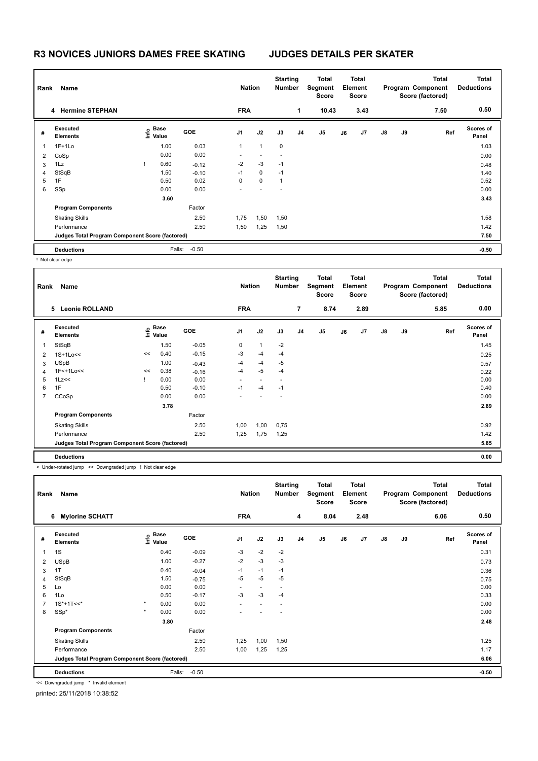# R3 NOVICES JUNIORS DAMES FREE SKATING — JUDGES DETAILS PER SKATER

| Rank | Name | Nation | Starting Number | Total Segment Score | Total Element Score | Total Program Component Score (factored) | Total Deductions |
|---|---|---|---|---|---|---|---|
| 4 | Hermine STEPHAN | FRA | 1 | 10.43 | 3.43 | 7.50 | 0.50 |

| # | Executed Elements | Info | Base Value | GOE | J1 | J2 | J3 | J4 | J5 | J6 | J7 | J8 | J9 | Ref | Scores of Panel |
|---|---|---|---|---|---|---|---|---|---|---|---|---|---|---|---|
| 1 | 1F+1Lo | | 1.00 | 0.03 | 1 | 1 | 0 | | | | | | | | 1.03 |
| 2 | CoSp | | 0.00 | 0.00 | - | - | - | | | | | | | | 0.00 |
| 3 | 1Lz | ! | 0.60 | -0.12 | -2 | -3 | -1 | | | | | | | | 0.48 |
| 4 | StSqB | | 1.50 | -0.10 | -1 | 0 | -1 | | | | | | | | 1.40 |
| 5 | 1F | | 0.50 | 0.02 | 0 | 0 | 1 | | | | | | | | 0.52 |
| 6 | SSp | | 0.00 | 0.00 | - | - | - | | | | | | | | 0.00 |
| | | | 3.60 | | | | | | | | | | | | 3.43 |
| | **Program Components** | | | Factor | | | | | | | | | | | |
| | Skating Skills | | | 2.50 | 1,75 | 1,50 | 1,50 | | | | | | | | 1.58 |
| | Performance | | | 2.50 | 1,50 | 1,25 | 1,50 | | | | | | | | 1.42 |
| | **Judges Total Program Component Score (factored)** | | | | | | | | | | | | | | 7.50 |
| | **Deductions** | | Falls: | -0.50 | | | | | | | | | | | -0.50 |

! Not clear edge

| Rank | Name | Nation | Starting Number | Total Segment Score | Total Element Score | Total Program Component Score (factored) | Total Deductions |
|---|---|---|---|---|---|---|---|
| 5 | Leonie ROLLAND | FRA | 7 | 8.74 | 2.89 | 5.85 | 0.00 |

| # | Executed Elements | Info | Base Value | GOE | J1 | J2 | J3 | J4 | J5 | J6 | J7 | J8 | J9 | Ref | Scores of Panel |
|---|---|---|---|---|---|---|---|---|---|---|---|---|---|---|---|
| 1 | StSqB | | 1.50 | -0.05 | 0 | 1 | -2 | | | | | | | | 1.45 |
| 2 | 1S+1Lo<< | << | 0.40 | -0.15 | -3 | -4 | -4 | | | | | | | | 0.25 |
| 3 | USpB | | 1.00 | -0.43 | -4 | -4 | -5 | | | | | | | | 0.57 |
| 4 | 1F<+1Lo<< | << | 0.38 | -0.16 | -4 | -5 | -4 | | | | | | | | 0.22 |
| 5 | 1Lz<< | ! | 0.00 | 0.00 | - | - | - | | | | | | | | 0.00 |
| 6 | 1F | | 0.50 | -0.10 | -1 | -4 | -1 | | | | | | | | 0.40 |
| 7 | CCoSp | | 0.00 | 0.00 | - | - | - | | | | | | | | 0.00 |
| | | | 3.78 | | | | | | | | | | | | 2.89 |
| | **Program Components** | | | Factor | | | | | | | | | | | |
| | Skating Skills | | | 2.50 | 1,00 | 1,00 | 0,75 | | | | | | | | 0.92 |
| | Performance | | | 2.50 | 1,25 | 1,75 | 1,25 | | | | | | | | 1.42 |
| | **Judges Total Program Component Score (factored)** | | | | | | | | | | | | | | 5.85 |
| | **Deductions** | | | | | | | | | | | | | | 0.00 |

< Under-rotated jump << Downgraded jump ! Not clear edge

| Rank | Name | Nation | Starting Number | Total Segment Score | Total Element Score | Total Program Component Score (factored) | Total Deductions |
|---|---|---|---|---|---|---|---|
| 6 | Mylorine SCHATT | FRA | 4 | 8.04 | 2.48 | 6.06 | 0.50 |

| # | Executed Elements | Info | Base Value | GOE | J1 | J2 | J3 | J4 | J5 | J6 | J7 | J8 | J9 | Ref | Scores of Panel |
|---|---|---|---|---|---|---|---|---|---|---|---|---|---|---|---|
| 1 | 1S | | 0.40 | -0.09 | -3 | -2 | -2 | | | | | | | | 0.31 |
| 2 | USpB | | 1.00 | -0.27 | -2 | -3 | -3 | | | | | | | | 0.73 |
| 3 | 1T | | 0.40 | -0.04 | -1 | -1 | -1 | | | | | | | | 0.36 |
| 4 | StSqB | | 1.50 | -0.75 | -5 | -5 | -5 | | | | | | | | 0.75 |
| 5 | Lo | | 0.00 | 0.00 | - | - | - | | | | | | | | 0.00 |
| 6 | 1Lo | | 0.50 | -0.17 | -3 | -3 | -4 | | | | | | | | 0.33 |
| 7 | 1S*+1T<<* | * | 0.00 | 0.00 | - | - | - | | | | | | | | 0.00 |
| 8 | SSp* | * | 0.00 | 0.00 | - | - | - | | | | | | | | 0.00 |
| | | | 3.80 | | | | | | | | | | | | 2.48 |
| | **Program Components** | | | Factor | | | | | | | | | | | |
| | Skating Skills | | | 2.50 | 1,25 | 1,00 | 1,50 | | | | | | | | 1.25 |
| | Performance | | | 2.50 | 1,00 | 1,25 | 1,25 | | | | | | | | 1.17 |
| | **Judges Total Program Component Score (factored)** | | | | | | | | | | | | | | 6.06 |
| | **Deductions** | | Falls: | -0.50 | | | | | | | | | | | -0.50 |

<< Downgraded jump * Invalid element

printed: 25/11/2018 10:38:52